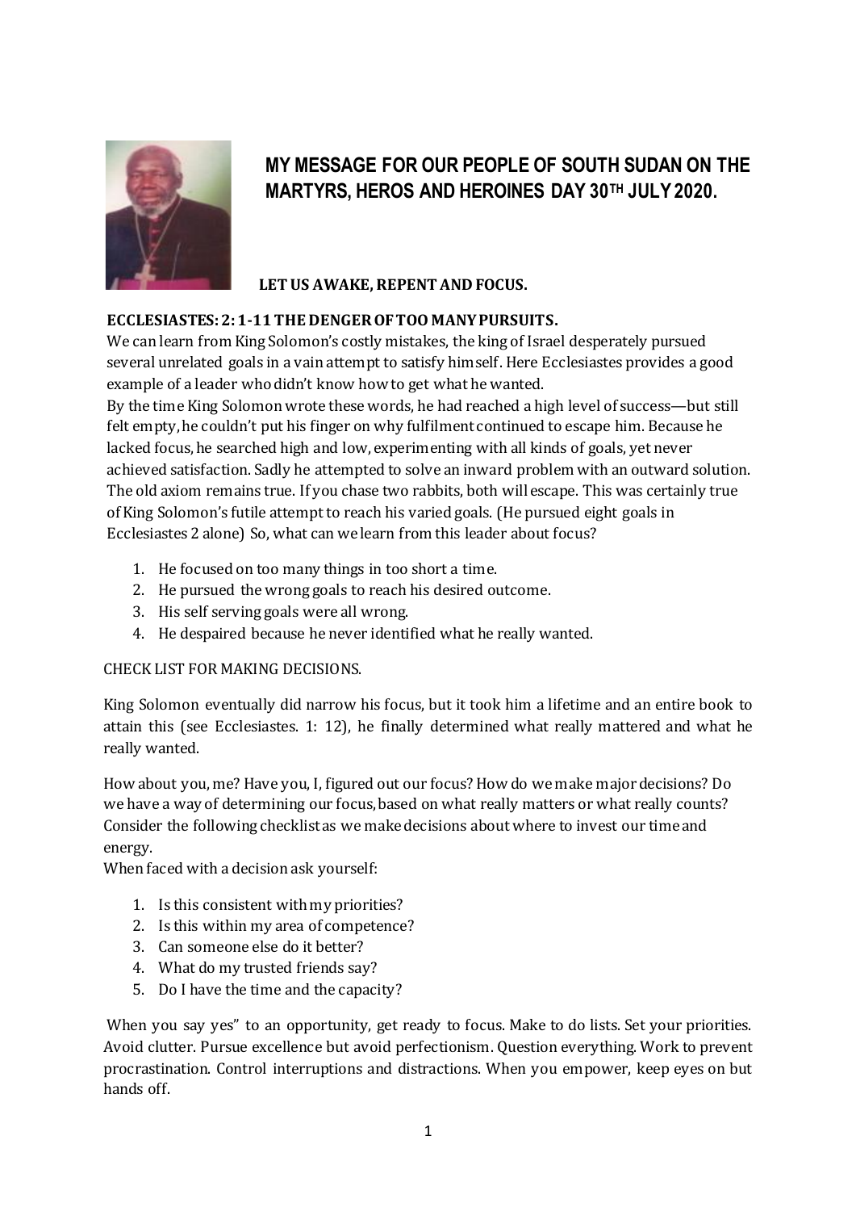# MY MESSAGE FOR OUR PEOPLE OF SOUTH SUDAN ON THE MARTYRS, HEROS AND HEROINES DAY 30TH JULY 2020.

## LET US AWAKE, REPENT AND FOCUS.

**ECCLESIASTES: 2: 1-11 THE DENGER OF TOO MANY PURSUITS.**

We can learn from King Solomon's costly mistakes, the king of Israel desperately pursued several unrelated goals in a vain attempt to satisfy himself. Here Ecclesiastes provides a good example of a leader who didn't know how to get what he wanted.

By the time King Solomon wrote these words, he had reached a high level of success—but still felt empty, he couldn't put his finger on why fulfilment continued to escape him. Because he lacked focus, he searched high and low, experimenting with all kinds of goals, yet never achieved satisfaction. Sadly he attempted to solve an inward problem with an outward solution. The old axiom remains true. If you chase two rabbits, both will escape. This was certainly true of King Solomon's futile attempt to reach his varied goals. (He pursued eight goals in Ecclesiastes 2 alone) So, what can we learn from this leader about focus?

1. He focused on too many things in too short a time.
2. He pursued the wrong goals to reach his desired outcome.
3. His self serving goals were all wrong.
4. He despaired because he never identified what he really wanted.

CHECK LIST FOR MAKING DECISIONS.

King Solomon eventually did narrow his focus, but it took him a lifetime and an entire book to attain this (see Ecclesiastes. 1: 12), he finally determined what really mattered and what he really wanted.

How about you, me? Have you, I, figured out our focus? How do we make major decisions? Do we have a way of determining our focus, based on what really matters or what really counts? Consider the following checklist as we make decisions about where to invest our time and energy.

When faced with a decision ask yourself:

1. Is this consistent with my priorities?
2. Is this within my area of competence?
3. Can someone else do it better?
4. What do my trusted friends say?
5. Do I have the time and the capacity?

When you say yes" to an opportunity, get ready to focus. Make to do lists. Set your priorities. Avoid clutter. Pursue excellence but avoid perfectionism. Question everything. Work to prevent procrastination. Control interruptions and distractions. When you empower, keep eyes on but hands off.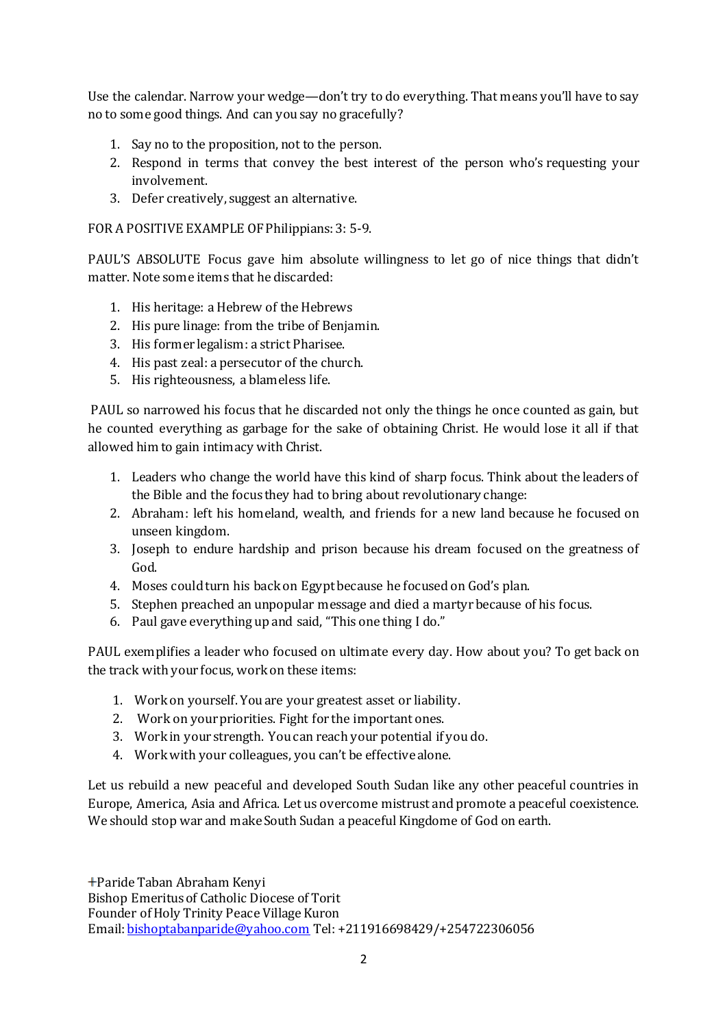Use the calendar. Narrow your wedge—don't try to do everything. That means you'll have to say no to some good things. And can you say no gracefully?

1. Say no to the proposition, not to the person.
2. Respond in terms that convey the best interest of the person who's requesting your involvement.
3. Defer creatively, suggest an alternative.

FOR A POSITIVE EXAMPLE OF Philippians: 3: 5-9.

PAUL'S ABSOLUTE Focus gave him absolute willingness to let go of nice things that didn't matter. Note some items that he discarded:

1. His heritage: a Hebrew of the Hebrews
2. His pure linage: from the tribe of Benjamin.
3. His former legalism: a strict Pharisee.
4. His past zeal: a persecutor of the church.
5. His righteousness, a blameless life.

PAUL so narrowed his focus that he discarded not only the things he once counted as gain, but he counted everything as garbage for the sake of obtaining Christ. He would lose it all if that allowed him to gain intimacy with Christ.

1. Leaders who change the world have this kind of sharp focus. Think about the leaders of the Bible and the focus they had to bring about revolutionary change:
2. Abraham: left his homeland, wealth, and friends for a new land because he focused on unseen kingdom.
3. Joseph to endure hardship and prison because his dream focused on the greatness of God.
4. Moses could turn his back on Egypt because he focused on God's plan.
5. Stephen preached an unpopular message and died a martyr because of his focus.
6. Paul gave everything up and said, "This one thing I do."

PAUL exemplifies a leader who focused on ultimate every day. How about you? To get back on the track with your focus, work on these items:

1. Work on yourself. You are your greatest asset or liability.
2. Work on your priorities. Fight for the important ones.
3. Work in your strength. You can reach your potential if you do.
4. Work with your colleagues, you can't be effective alone.

Let us rebuild a new peaceful and developed South Sudan like any other peaceful countries in Europe, America, Asia and Africa. Let us overcome mistrust and promote a peaceful coexistence. We should stop war and make South Sudan a peaceful Kingdome of God on earth.

+Paride Taban Abraham Kenyi
Bishop Emeritus of Catholic Diocese of Torit
Founder of Holy Trinity Peace Village Kuron
Email: bishoptabanparide@yahoo.com Tel: +211916698429/+254722306056